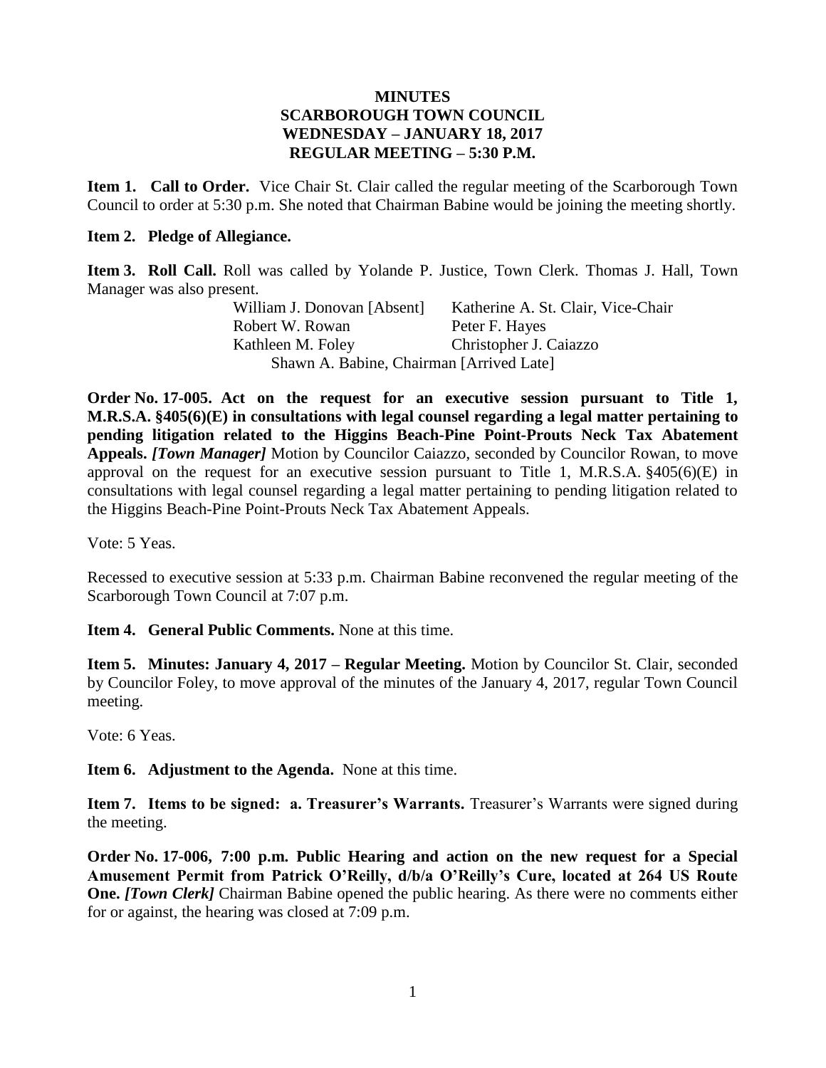# MINUTES
## SCARBOROUGH TOWN COUNCIL
## WEDNESDAY – JANUARY 18, 2017
## REGULAR MEETING – 5:30 P.M.

**Item 1. Call to Order.** Vice Chair St. Clair called the regular meeting of the Scarborough Town Council to order at 5:30 p.m. She noted that Chairman Babine would be joining the meeting shortly.

**Item 2. Pledge of Allegiance.**

**Item 3. Roll Call.** Roll was called by Yolande P. Justice, Town Clerk. Thomas J. Hall, Town Manager was also present.

| | |
|---|---|
| William J. Donovan [Absent] | Katherine A. St. Clair, Vice-Chair |
| Robert W. Rowan | Peter F. Hayes |
| Kathleen M. Foley | Christopher J. Caiazzo |

Shawn A. Babine, Chairman [Arrived Late]

**Order No. 17-005. Act on the request for an executive session pursuant to Title 1, M.R.S.A. §405(6)(E) in consultations with legal counsel regarding a legal matter pertaining to pending litigation related to the Higgins Beach-Pine Point-Prouts Neck Tax Abatement Appeals.** ***[Town Manager]*** Motion by Councilor Caiazzo, seconded by Councilor Rowan, to move approval on the request for an executive session pursuant to Title 1, M.R.S.A. §405(6)(E) in consultations with legal counsel regarding a legal matter pertaining to pending litigation related to the Higgins Beach-Pine Point-Prouts Neck Tax Abatement Appeals.

Vote: 5 Yeas.

Recessed to executive session at 5:33 p.m. Chairman Babine reconvened the regular meeting of the Scarborough Town Council at 7:07 p.m.

**Item 4. General Public Comments.** None at this time.

**Item 5. Minutes: January 4, 2017 – Regular Meeting.** Motion by Councilor St. Clair, seconded by Councilor Foley, to move approval of the minutes of the January 4, 2017, regular Town Council meeting.

Vote: 6 Yeas.

**Item 6. Adjustment to the Agenda.** None at this time.

**Item 7. Items to be signed: a. Treasurer's Warrants.** Treasurer's Warrants were signed during the meeting.

**Order No. 17-006, 7:00 p.m. Public Hearing and action on the new request for a Special Amusement Permit from Patrick O'Reilly, d/b/a O'Reilly's Cure, located at 264 US Route One.** ***[Town Clerk]*** Chairman Babine opened the public hearing. As there were no comments either for or against, the hearing was closed at 7:09 p.m.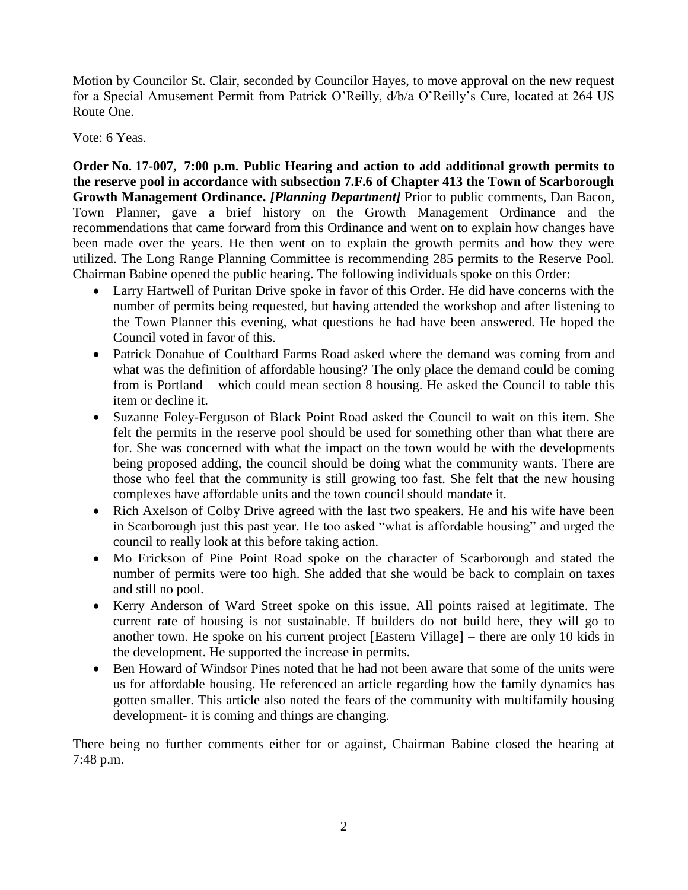Motion by Councilor St. Clair, seconded by Councilor Hayes, to move approval on the new request for a Special Amusement Permit from Patrick O'Reilly, d/b/a O'Reilly's Cure, located at 264 US Route One.

Vote: 6 Yeas.

**Order No. 17-007, 7:00 p.m. Public Hearing and action to add additional growth permits to the reserve pool in accordance with subsection 7.F.6 of Chapter 413 the Town of Scarborough Growth Management Ordinance.** ***[Planning Department]*** Prior to public comments, Dan Bacon, Town Planner, gave a brief history on the Growth Management Ordinance and the recommendations that came forward from this Ordinance and went on to explain how changes have been made over the years. He then went on to explain the growth permits and how they were utilized. The Long Range Planning Committee is recommending 285 permits to the Reserve Pool. Chairman Babine opened the public hearing. The following individuals spoke on this Order:

- Larry Hartwell of Puritan Drive spoke in favor of this Order. He did have concerns with the number of permits being requested, but having attended the workshop and after listening to the Town Planner this evening, what questions he had have been answered. He hoped the Council voted in favor of this.
- Patrick Donahue of Coulthard Farms Road asked where the demand was coming from and what was the definition of affordable housing? The only place the demand could be coming from is Portland – which could mean section 8 housing. He asked the Council to table this item or decline it.
- Suzanne Foley-Ferguson of Black Point Road asked the Council to wait on this item. She felt the permits in the reserve pool should be used for something other than what there are for. She was concerned with what the impact on the town would be with the developments being proposed adding, the council should be doing what the community wants. There are those who feel that the community is still growing too fast. She felt that the new housing complexes have affordable units and the town council should mandate it.
- Rich Axelson of Colby Drive agreed with the last two speakers. He and his wife have been in Scarborough just this past year. He too asked "what is affordable housing" and urged the council to really look at this before taking action.
- Mo Erickson of Pine Point Road spoke on the character of Scarborough and stated the number of permits were too high. She added that she would be back to complain on taxes and still no pool.
- Kerry Anderson of Ward Street spoke on this issue. All points raised at legitimate. The current rate of housing is not sustainable. If builders do not build here, they will go to another town. He spoke on his current project [Eastern Village] – there are only 10 kids in the development. He supported the increase in permits.
- Ben Howard of Windsor Pines noted that he had not been aware that some of the units were us for affordable housing. He referenced an article regarding how the family dynamics has gotten smaller. This article also noted the fears of the community with multifamily housing development- it is coming and things are changing.

There being no further comments either for or against, Chairman Babine closed the hearing at 7:48 p.m.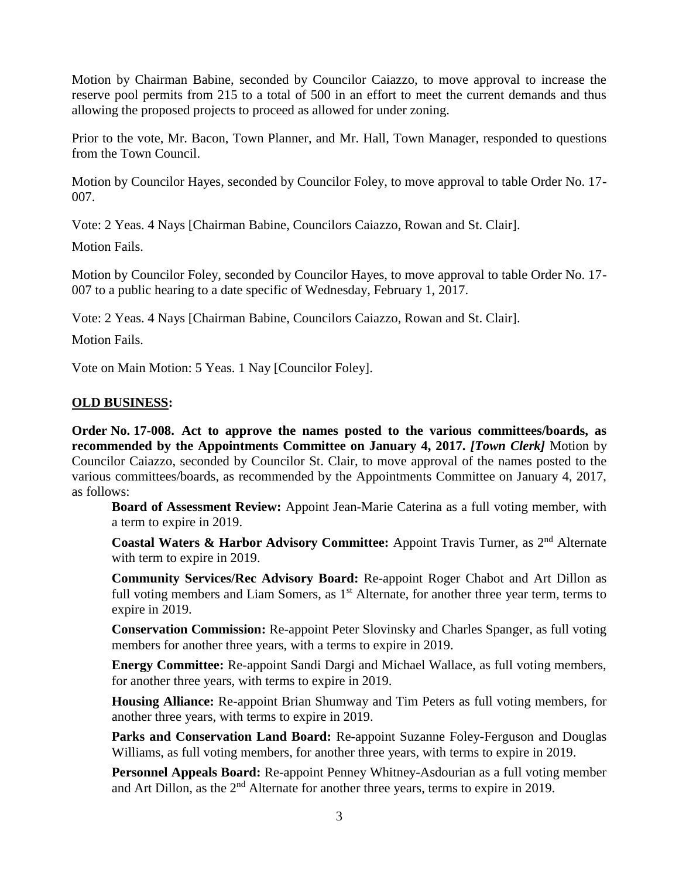Motion by Chairman Babine, seconded by Councilor Caiazzo, to move approval to increase the reserve pool permits from 215 to a total of 500 in an effort to meet the current demands and thus allowing the proposed projects to proceed as allowed for under zoning.

Prior to the vote, Mr. Bacon, Town Planner, and Mr. Hall, Town Manager, responded to questions from the Town Council.

Motion by Councilor Hayes, seconded by Councilor Foley, to move approval to table Order No. 17-007.

Vote: 2 Yeas. 4 Nays [Chairman Babine, Councilors Caiazzo, Rowan and St. Clair].

Motion Fails.

Motion by Councilor Foley, seconded by Councilor Hayes, to move approval to table Order No. 17-007 to a public hearing to a date specific of Wednesday, February 1, 2017.

Vote: 2 Yeas. 4 Nays [Chairman Babine, Councilors Caiazzo, Rowan and St. Clair].

Motion Fails.

Vote on Main Motion: 5 Yeas. 1 Nay [Councilor Foley].

## OLD BUSINESS:

**Order No. 17-008. Act to approve the names posted to the various committees/boards, as recommended by the Appointments Committee on January 4, 2017.** ***[Town Clerk]*** Motion by Councilor Caiazzo, seconded by Councilor St. Clair, to move approval of the names posted to the various committees/boards, as recommended by the Appointments Committee on January 4, 2017, as follows:

**Board of Assessment Review:** Appoint Jean-Marie Caterina as a full voting member, with a term to expire in 2019.

**Coastal Waters & Harbor Advisory Committee:** Appoint Travis Turner, as 2nd Alternate with term to expire in 2019.

**Community Services/Rec Advisory Board:** Re-appoint Roger Chabot and Art Dillon as full voting members and Liam Somers, as 1st Alternate, for another three year term, terms to expire in 2019.

**Conservation Commission:** Re-appoint Peter Slovinsky and Charles Spanger, as full voting members for another three years, with a terms to expire in 2019.

**Energy Committee:** Re-appoint Sandi Dargi and Michael Wallace, as full voting members, for another three years, with terms to expire in 2019.

**Housing Alliance:** Re-appoint Brian Shumway and Tim Peters as full voting members, for another three years, with terms to expire in 2019.

**Parks and Conservation Land Board:** Re-appoint Suzanne Foley-Ferguson and Douglas Williams, as full voting members, for another three years, with terms to expire in 2019.

**Personnel Appeals Board:** Re-appoint Penney Whitney-Asdourian as a full voting member and Art Dillon, as the 2nd Alternate for another three years, terms to expire in 2019.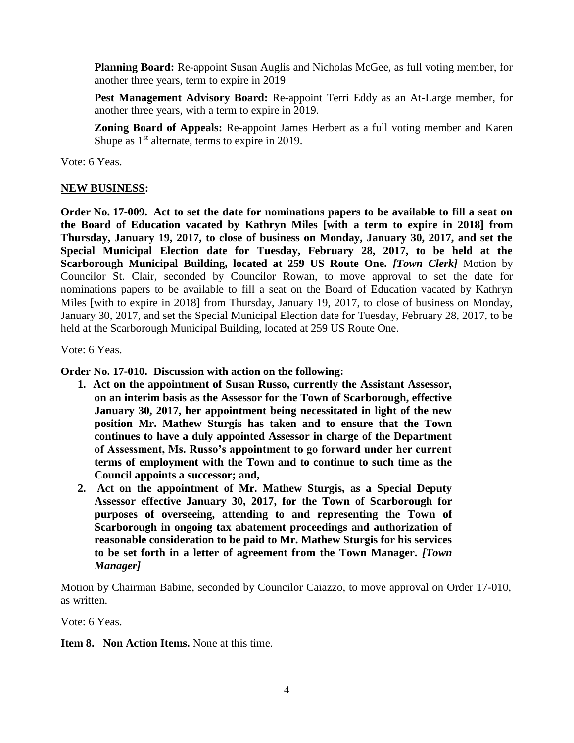**Planning Board:** Re-appoint Susan Auglis and Nicholas McGee, as full voting member, for another three years, term to expire in 2019

**Pest Management Advisory Board:** Re-appoint Terri Eddy as an At-Large member, for another three years, with a term to expire in 2019.

**Zoning Board of Appeals:** Re-appoint James Herbert as a full voting member and Karen Shupe as 1st alternate, terms to expire in 2019.

Vote: 6 Yeas.

**NEW BUSINESS:**

**Order No. 17-009. Act to set the date for nominations papers to be available to fill a seat on the Board of Education vacated by Kathryn Miles [with a term to expire in 2018] from Thursday, January 19, 2017, to close of business on Monday, January 30, 2017, and set the Special Municipal Election date for Tuesday, February 28, 2017, to be held at the Scarborough Municipal Building, located at 259 US Route One.** ***[Town Clerk]*** Motion by Councilor St. Clair, seconded by Councilor Rowan, to move approval to set the date for nominations papers to be available to fill a seat on the Board of Education vacated by Kathryn Miles [with to expire in 2018] from Thursday, January 19, 2017, to close of business on Monday, January 30, 2017, and set the Special Municipal Election date for Tuesday, February 28, 2017, to be held at the Scarborough Municipal Building, located at 259 US Route One.

Vote: 6 Yeas.

**Order No. 17-010. Discussion with action on the following:**

1. **Act on the appointment of Susan Russo, currently the Assistant Assessor, on an interim basis as the Assessor for the Town of Scarborough, effective January 30, 2017, her appointment being necessitated in light of the new position Mr. Mathew Sturgis has taken and to ensure that the Town continues to have a duly appointed Assessor in charge of the Department of Assessment, Ms. Russo's appointment to go forward under her current terms of employment with the Town and to continue to such time as the Council appoints a successor; and,**
2. **Act on the appointment of Mr. Mathew Sturgis, as a Special Deputy Assessor effective January 30, 2017, for the Town of Scarborough for purposes of overseeing, attending to and representing the Town of Scarborough in ongoing tax abatement proceedings and authorization of reasonable consideration to be paid to Mr. Mathew Sturgis for his services to be set forth in a letter of agreement from the Town Manager.** ***[Town Manager]***

Motion by Chairman Babine, seconded by Councilor Caiazzo, to move approval on Order 17-010, as written.

Vote: 6 Yeas.

**Item 8. Non Action Items.** None at this time.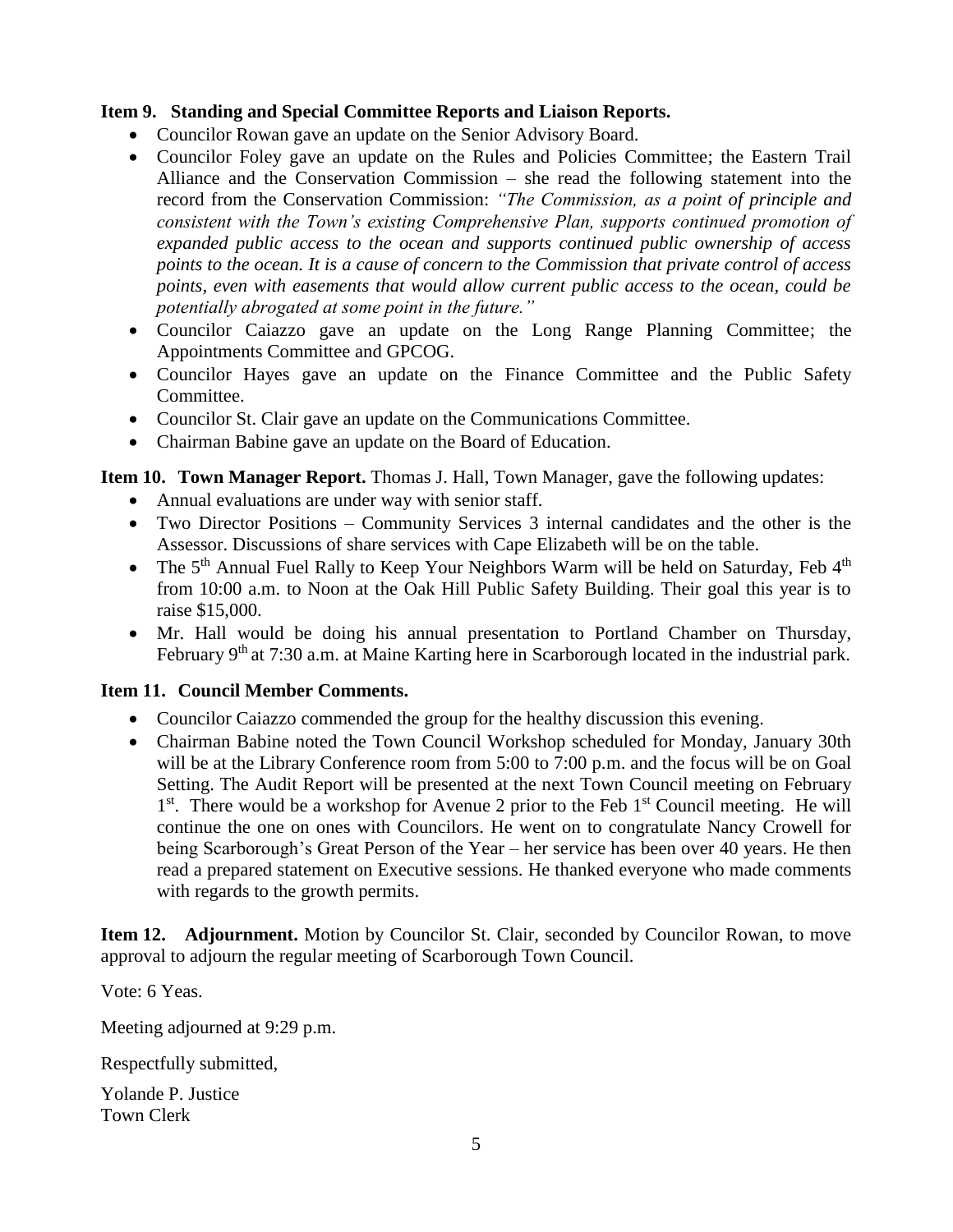**Item 9. Standing and Special Committee Reports and Liaison Reports.**

- Councilor Rowan gave an update on the Senior Advisory Board.
- Councilor Foley gave an update on the Rules and Policies Committee; the Eastern Trail Alliance and the Conservation Commission – she read the following statement into the record from the Conservation Commission: *"The Commission, as a point of principle and consistent with the Town's existing Comprehensive Plan, supports continued promotion of expanded public access to the ocean and supports continued public ownership of access points to the ocean. It is a cause of concern to the Commission that private control of access points, even with easements that would allow current public access to the ocean, could be potentially abrogated at some point in the future."*
- Councilor Caiazzo gave an update on the Long Range Planning Committee; the Appointments Committee and GPCOG.
- Councilor Hayes gave an update on the Finance Committee and the Public Safety Committee.
- Councilor St. Clair gave an update on the Communications Committee.
- Chairman Babine gave an update on the Board of Education.

**Item 10. Town Manager Report.** Thomas J. Hall, Town Manager, gave the following updates:

- Annual evaluations are under way with senior staff.
- Two Director Positions – Community Services 3 internal candidates and the other is the Assessor. Discussions of share services with Cape Elizabeth will be on the table.
- The 5th Annual Fuel Rally to Keep Your Neighbors Warm will be held on Saturday, Feb 4th from 10:00 a.m. to Noon at the Oak Hill Public Safety Building. Their goal this year is to raise $15,000.
- Mr. Hall would be doing his annual presentation to Portland Chamber on Thursday, February 9th at 7:30 a.m. at Maine Karting here in Scarborough located in the industrial park.

**Item 11. Council Member Comments.**

- Councilor Caiazzo commended the group for the healthy discussion this evening.
- Chairman Babine noted the Town Council Workshop scheduled for Monday, January 30th will be at the Library Conference room from 5:00 to 7:00 p.m. and the focus will be on Goal Setting. The Audit Report will be presented at the next Town Council meeting on February 1st. There would be a workshop for Avenue 2 prior to the Feb 1st Council meeting. He will continue the one on ones with Councilors. He went on to congratulate Nancy Crowell for being Scarborough's Great Person of the Year – her service has been over 40 years. He then read a prepared statement on Executive sessions. He thanked everyone who made comments with regards to the growth permits.

**Item 12. Adjournment.** Motion by Councilor St. Clair, seconded by Councilor Rowan, to move approval to adjourn the regular meeting of Scarborough Town Council.

Vote: 6 Yeas.

Meeting adjourned at 9:29 p.m.

Respectfully submitted,

Yolande P. Justice
Town Clerk